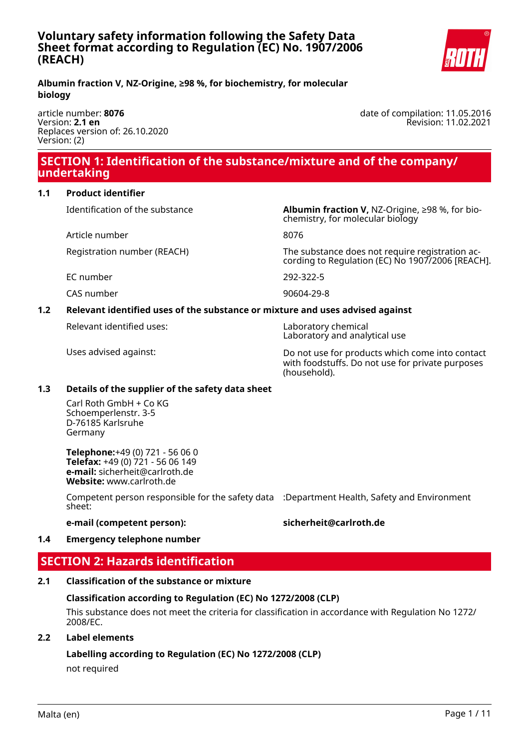# Voluntary safety information following the Safety Data Sheet format according to Regulation (EC) No. 1907/2006 (REACH)

**Albumin fraction V, NZ-Origine, ≥98 %, for biochemistry, for molecular biology**

article number: **8076**
Version: **2.1 en**
Replaces version of: 26.10.2020
Version: (2)

date of compilation: 11.05.2016
Revision: 11.02.2021

## SECTION 1: Identification of the substance/mixture and of the company/ undertaking

### 1.1 Product identifier

| | |
|---|---|
| Identification of the substance | **Albumin fraction V,** NZ-Origine, ≥98 %, for biochemistry, for molecular biology |
| Article number | 8076 |
| Registration number (REACH) | The substance does not require registration according to Regulation (EC) No 1907/2006 [REACH]. |
| EC number | 292-322-5 |
| CAS number | 90604-29-8 |

### 1.2 Relevant identified uses of the substance or mixture and uses advised against

| | |
|---|---|
| Relevant identified uses: | Laboratory chemical<br>Laboratory and analytical use |
| Uses advised against: | Do not use for products which come into contact with foodstuffs. Do not use for private purposes (household). |

### 1.3 Details of the supplier of the safety data sheet

Carl Roth GmbH + Co KG
Schoemperlenstr. 3-5
D-76185 Karlsruhe
Germany

**Telephone:**+49 (0) 721 - 56 06 0
**Telefax:** +49 (0) 721 - 56 06 149
**e-mail:** sicherheit@carlroth.de
**Website:** www.carlroth.de

| | |
|---|---|
| Competent person responsible for the safety data sheet: | :Department Health, Safety and Environment |
| **e-mail (competent person):** | **sicherheit@carlroth.de** |

### 1.4 Emergency telephone number

## SECTION 2: Hazards identification

### 2.1 Classification of the substance or mixture

**Classification according to Regulation (EC) No 1272/2008 (CLP)**

This substance does not meet the criteria for classification in accordance with Regulation No 1272/ 2008/EC.

### 2.2 Label elements

**Labelling according to Regulation (EC) No 1272/2008 (CLP)**

not required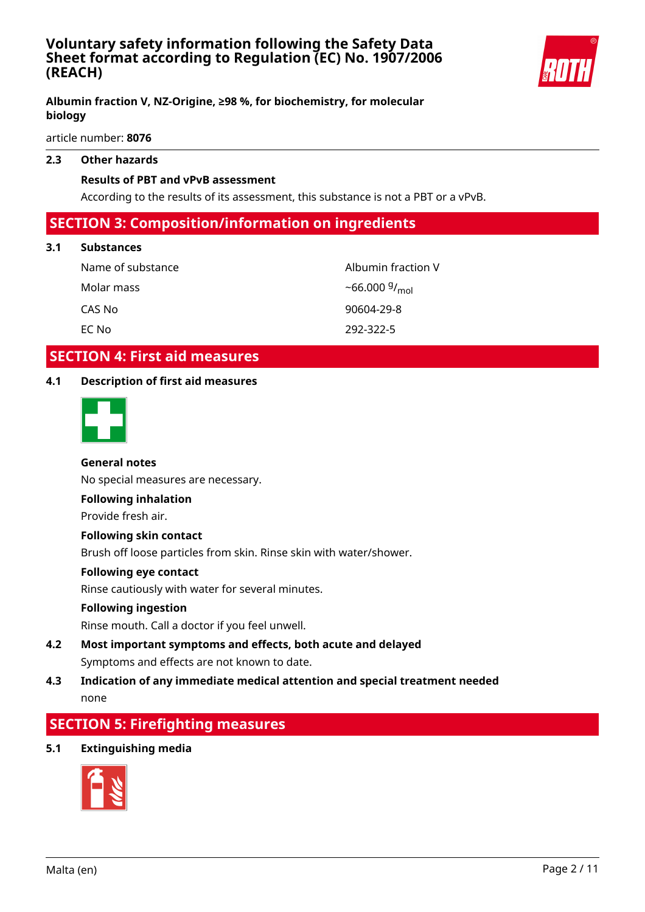### 2.3 Other hazards

**Results of PBT and vPvB assessment**

According to the results of its assessment, this substance is not a PBT or a vPvB.

## SECTION 3: Composition/information on ingredients

### 3.1 Substances

| | |
|---|---|
| Name of substance | Albumin fraction V |
| Molar mass | ~66.000 $^{g}/_{mol}$ |
| CAS No | 90604-29-8 |
| EC No | 292-322-5 |

## SECTION 4: First aid measures

### 4.1 Description of first aid measures

**General notes**

No special measures are necessary.

**Following inhalation**

Provide fresh air.

**Following skin contact**

Brush off loose particles from skin. Rinse skin with water/shower.

**Following eye contact**

Rinse cautiously with water for several minutes.

**Following ingestion**

Rinse mouth. Call a doctor if you feel unwell.

### 4.2 Most important symptoms and effects, both acute and delayed

Symptoms and effects are not known to date.

### 4.3 Indication of any immediate medical attention and special treatment needed

none

## SECTION 5: Firefighting measures

### 5.1 Extinguishing media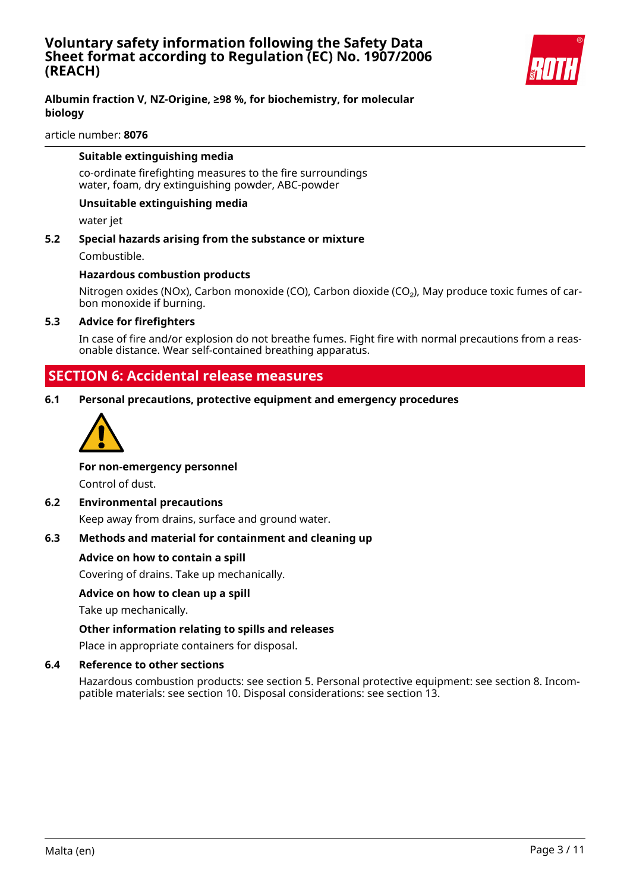**Suitable extinguishing media**

co-ordinate firefighting measures to the fire surroundings
water, foam, dry extinguishing powder, ABC-powder

**Unsuitable extinguishing media**

water jet

### 5.2 Special hazards arising from the substance or mixture

Combustible.

**Hazardous combustion products**

Nitrogen oxides (NOx), Carbon monoxide (CO), Carbon dioxide ($CO_2$), May produce toxic fumes of carbon monoxide if burning.

### 5.3 Advice for firefighters

In case of fire and/or explosion do not breathe fumes. Fight fire with normal precautions from a reasonable distance. Wear self-contained breathing apparatus.

## SECTION 6: Accidental release measures

### 6.1 Personal precautions, protective equipment and emergency procedures

**For non-emergency personnel**

Control of dust.

### 6.2 Environmental precautions

Keep away from drains, surface and ground water.

### 6.3 Methods and material for containment and cleaning up

**Advice on how to contain a spill**

Covering of drains. Take up mechanically.

**Advice on how to clean up a spill**

Take up mechanically.

**Other information relating to spills and releases**

Place in appropriate containers for disposal.

### 6.4 Reference to other sections

Hazardous combustion products: see section 5. Personal protective equipment: see section 8. Incompatible materials: see section 10. Disposal considerations: see section 13.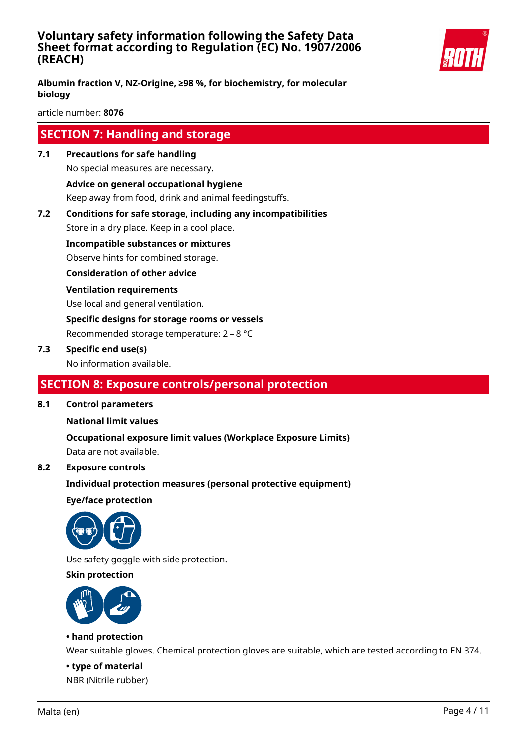## SECTION 7: Handling and storage

**7.1 Precautions for safe handling**

No special measures are necessary.

**Advice on general occupational hygiene**

Keep away from food, drink and animal feedingstuffs.

**7.2 Conditions for safe storage, including any incompatibilities**

Store in a dry place. Keep in a cool place.

**Incompatible substances or mixtures**

Observe hints for combined storage.

**Consideration of other advice**

**Ventilation requirements**

Use local and general ventilation.

**Specific designs for storage rooms or vessels**

Recommended storage temperature: 2 – 8 °C

**7.3 Specific end use(s)**

No information available.

## SECTION 8: Exposure controls/personal protection

**8.1 Control parameters**

**National limit values**

**Occupational exposure limit values (Workplace Exposure Limits)**

Data are not available.

**8.2 Exposure controls**

**Individual protection measures (personal protective equipment)**

**Eye/face protection**

Use safety goggle with side protection.

**Skin protection**

**• hand protection**

Wear suitable gloves. Chemical protection gloves are suitable, which are tested according to EN 374.

**• type of material**

NBR (Nitrile rubber)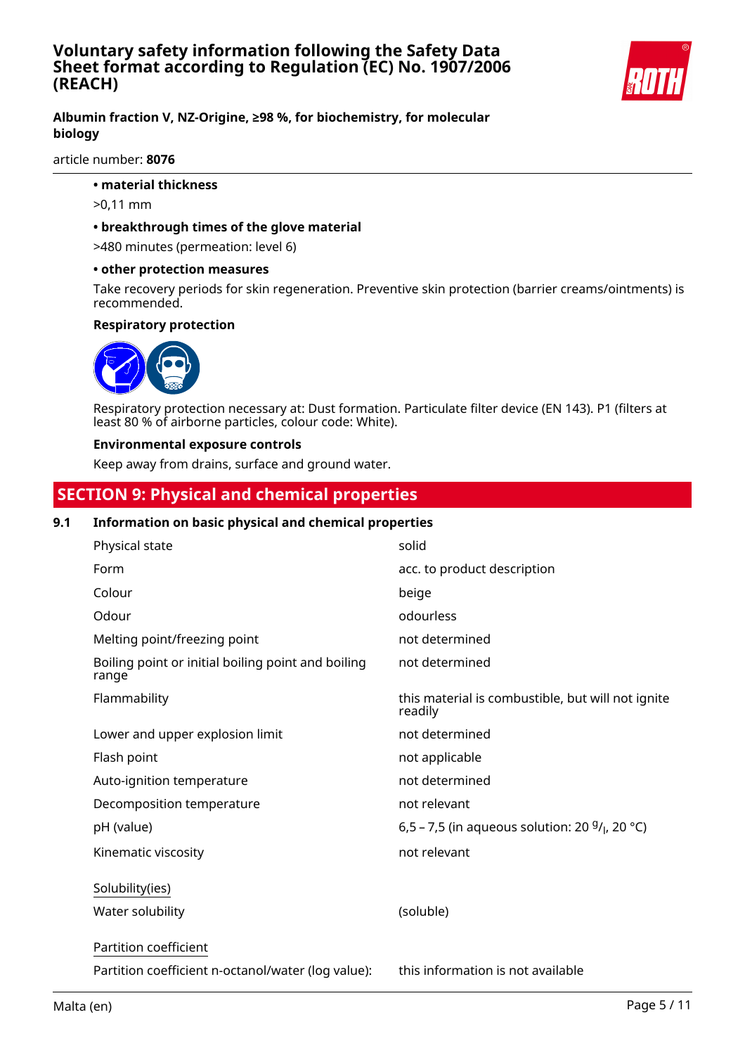- **material thickness**

  >0,11 mm

- **breakthrough times of the glove material**

  >480 minutes (permeation: level 6)

- **other protection measures**

  Take recovery periods for skin regeneration. Preventive skin protection (barrier creams/ointments) is recommended.

**Respiratory protection**

Respiratory protection necessary at: Dust formation. Particulate filter device (EN 143). P1 (filters at least 80 % of airborne particles, colour code: White).

**Environmental exposure controls**

Keep away from drains, surface and ground water.

## SECTION 9: Physical and chemical properties

### 9.1 Information on basic physical and chemical properties

| | |
|---|---|
| Physical state | solid |
| Form | acc. to product description |
| Colour | beige |
| Odour | odourless |
| Melting point/freezing point | not determined |
| Boiling point or initial boiling point and boiling range | not determined |
| Flammability | this material is combustible, but will not ignite readily |
| Lower and upper explosion limit | not determined |
| Flash point | not applicable |
| Auto-ignition temperature | not determined |
| Decomposition temperature | not relevant |
| pH (value) | 6,5 – 7,5 (in aqueous solution: 20 $^{g}/_{l}$, 20 °C) |
| Kinematic viscosity | not relevant |

Solubility(ies)

| | |
|---|---|
| Water solubility | (soluble) |

Partition coefficient

| | |
|---|---|
| Partition coefficient n-octanol/water (log value): | this information is not available |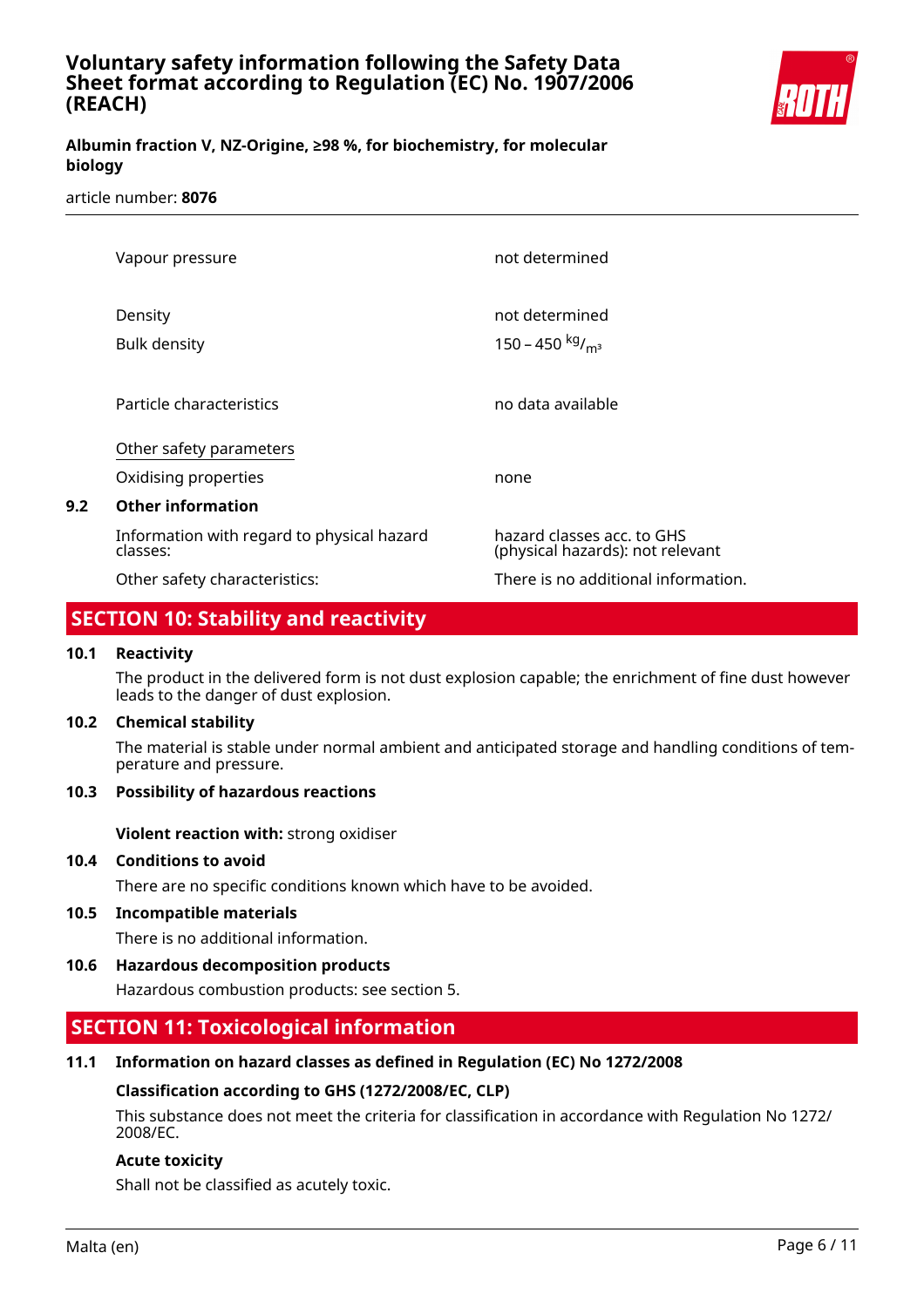| | |
|---|---|
| Vapour pressure | not determined |
| Density | not determined |
| Bulk density | 150 – 450 $^{kg}/_{m^3}$ |
| Particle characteristics | no data available |

Other safety parameters

| | |
|---|---|
| Oxidising properties | none |

**9.2 Other information**

| | |
|---|---|
| Information with regard to physical hazard classes: | hazard classes acc. to GHS (physical hazards): not relevant |
| Other safety characteristics: | There is no additional information. |

## SECTION 10: Stability and reactivity

**10.1 Reactivity**

The product in the delivered form is not dust explosion capable; the enrichment of fine dust however leads to the danger of dust explosion.

**10.2 Chemical stability**

The material is stable under normal ambient and anticipated storage and handling conditions of temperature and pressure.

**10.3 Possibility of hazardous reactions**

**Violent reaction with:** strong oxidiser

**10.4 Conditions to avoid**

There are no specific conditions known which have to be avoided.

**10.5 Incompatible materials**

There is no additional information.

**10.6 Hazardous decomposition products**

Hazardous combustion products: see section 5.

## SECTION 11: Toxicological information

**11.1 Information on hazard classes as defined in Regulation (EC) No 1272/2008**

**Classification according to GHS (1272/2008/EC, CLP)**

This substance does not meet the criteria for classification in accordance with Regulation No 1272/2008/EC.

**Acute toxicity**

Shall not be classified as acutely toxic.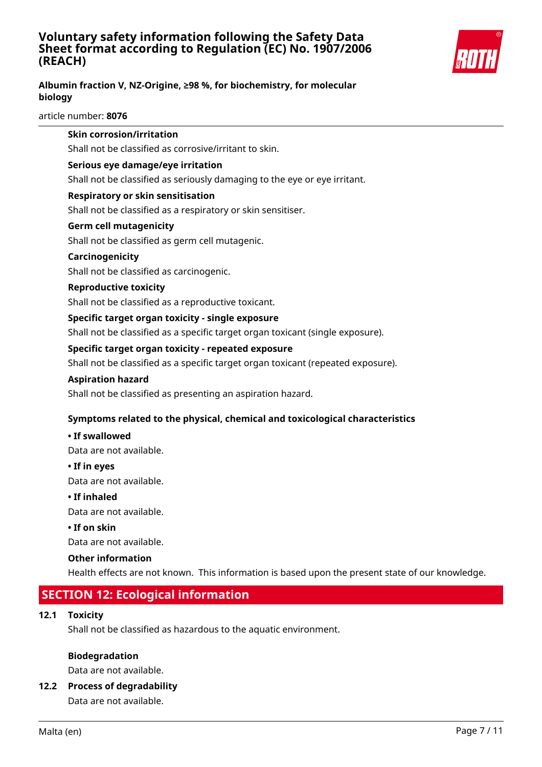**Skin corrosion/irritation**

Shall not be classified as corrosive/irritant to skin.

**Serious eye damage/eye irritation**

Shall not be classified as seriously damaging to the eye or eye irritant.

**Respiratory or skin sensitisation**

Shall not be classified as a respiratory or skin sensitiser.

**Germ cell mutagenicity**

Shall not be classified as germ cell mutagenic.

**Carcinogenicity**

Shall not be classified as carcinogenic.

**Reproductive toxicity**

Shall not be classified as a reproductive toxicant.

**Specific target organ toxicity - single exposure**

Shall not be classified as a specific target organ toxicant (single exposure).

**Specific target organ toxicity - repeated exposure**

Shall not be classified as a specific target organ toxicant (repeated exposure).

**Aspiration hazard**

Shall not be classified as presenting an aspiration hazard.

**Symptoms related to the physical, chemical and toxicological characteristics**

**• If swallowed**

Data are not available.

**• If in eyes**

Data are not available.

**• If inhaled**

Data are not available.

**• If on skin**

Data are not available.

**Other information**

Health effects are not known. This information is based upon the present state of our knowledge.

## SECTION 12: Ecological information

**12.1 Toxicity**

Shall not be classified as hazardous to the aquatic environment.

**Biodegradation**

Data are not available.

**12.2 Process of degradability**

Data are not available.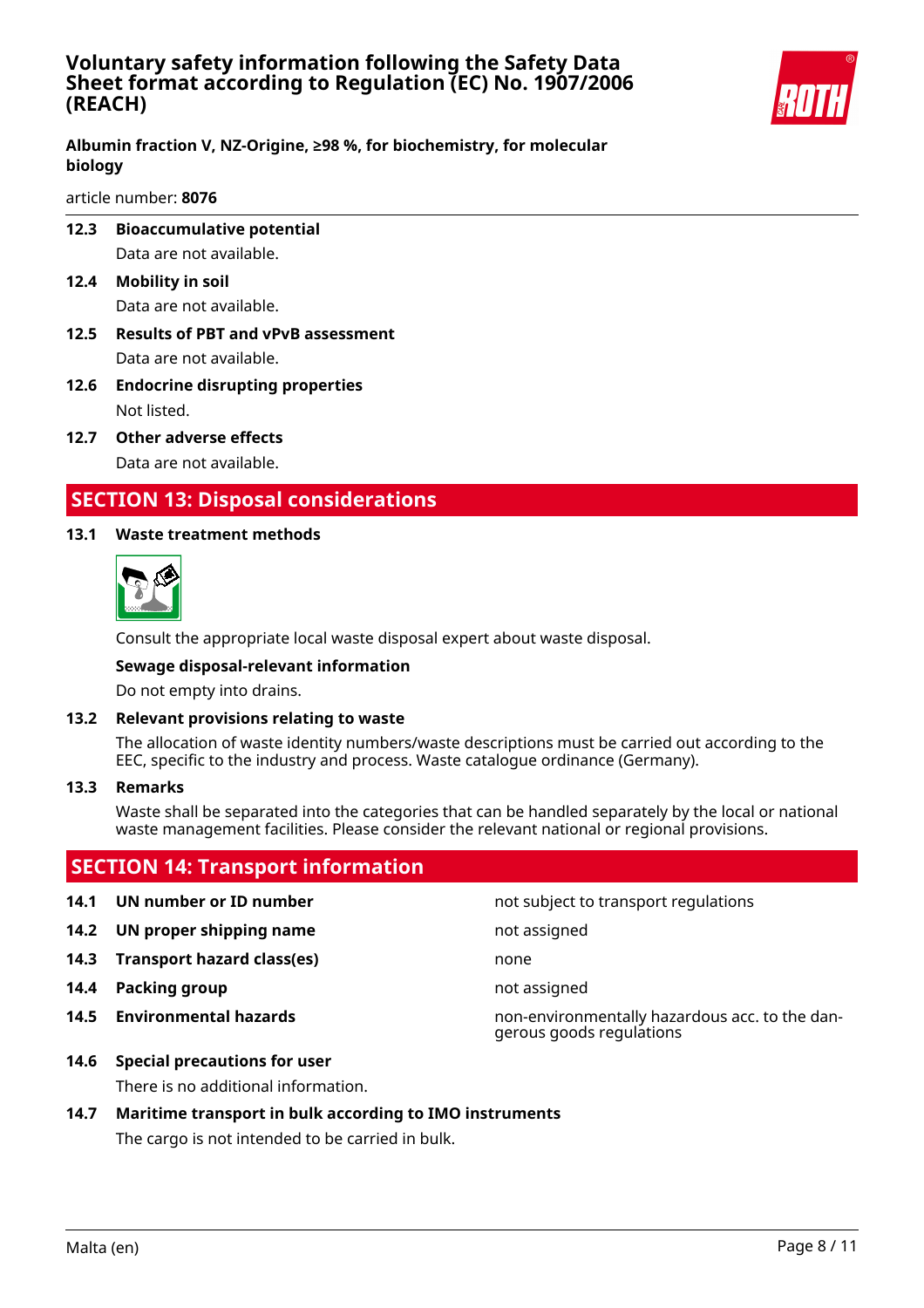**12.3 Bioaccumulative potential**

Data are not available.

**12.4 Mobility in soil**

Data are not available.

**12.5 Results of PBT and vPvB assessment**

Data are not available.

**12.6 Endocrine disrupting properties**

Not listed.

**12.7 Other adverse effects**

Data are not available.

## SECTION 13: Disposal considerations

**13.1 Waste treatment methods**

Consult the appropriate local waste disposal expert about waste disposal.

**Sewage disposal-relevant information**

Do not empty into drains.

**13.2 Relevant provisions relating to waste**

The allocation of waste identity numbers/waste descriptions must be carried out according to the EEC, specific to the industry and process. Waste catalogue ordinance (Germany).

**13.3 Remarks**

Waste shall be separated into the categories that can be handled separately by the local or national waste management facilities. Please consider the relevant national or regional provisions.

## SECTION 14: Transport information

| | | |
|---|---|---|
| **14.1** | **UN number or ID number** | not subject to transport regulations |
| **14.2** | **UN proper shipping name** | not assigned |
| **14.3** | **Transport hazard class(es)** | none |
| **14.4** | **Packing group** | not assigned |
| **14.5** | **Environmental hazards** | non-environmentally hazardous acc. to the dangerous goods regulations |

**14.6 Special precautions for user**

There is no additional information.

**14.7 Maritime transport in bulk according to IMO instruments**

The cargo is not intended to be carried in bulk.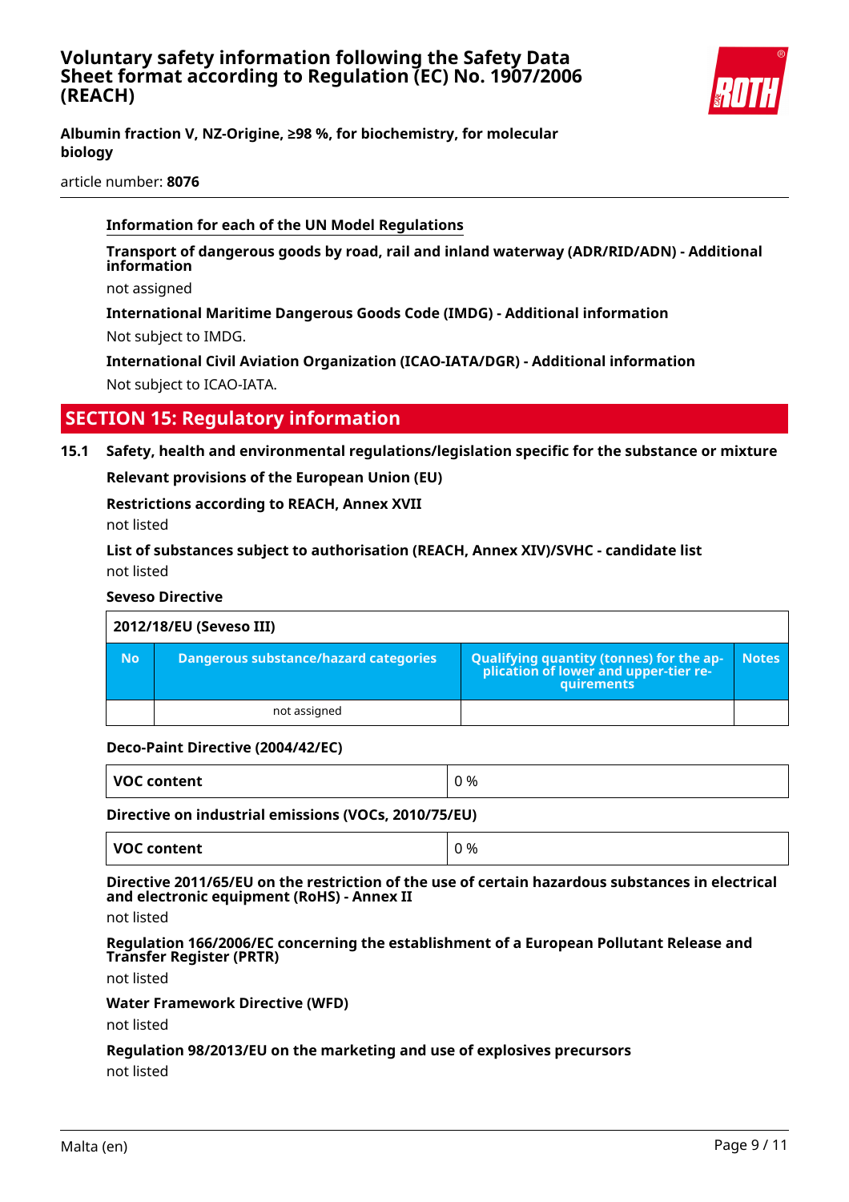**Information for each of the UN Model Regulations**

**Transport of dangerous goods by road, rail and inland waterway (ADR/RID/ADN) - Additional information**

not assigned

**International Maritime Dangerous Goods Code (IMDG) - Additional information**

Not subject to IMDG.

**International Civil Aviation Organization (ICAO-IATA/DGR) - Additional information**

Not subject to ICAO-IATA.

## SECTION 15: Regulatory information

### 15.1 Safety, health and environmental regulations/legislation specific for the substance or mixture

**Relevant provisions of the European Union (EU)**

**Restrictions according to REACH, Annex XVII**

not listed

**List of substances subject to authorisation (REACH, Annex XIV)/SVHC - candidate list**

not listed

**Seveso Directive**

| 2012/18/EU (Seveso III) | | | |
|---|---|---|---|
| **No** | **Dangerous substance/hazard categories** | **Qualifying quantity (tonnes) for the application of lower and upper-tier requirements** | **Notes** |
| | not assigned | | |

**Deco-Paint Directive (2004/42/EC)**

| VOC content | 0 % |
|---|---|

**Directive on industrial emissions (VOCs, 2010/75/EU)**

| VOC content | 0 % |
|---|---|

**Directive 2011/65/EU on the restriction of the use of certain hazardous substances in electrical and electronic equipment (RoHS) - Annex II**

not listed

**Regulation 166/2006/EC concerning the establishment of a European Pollutant Release and Transfer Register (PRTR)**

not listed

**Water Framework Directive (WFD)**

not listed

**Regulation 98/2013/EU on the marketing and use of explosives precursors**

not listed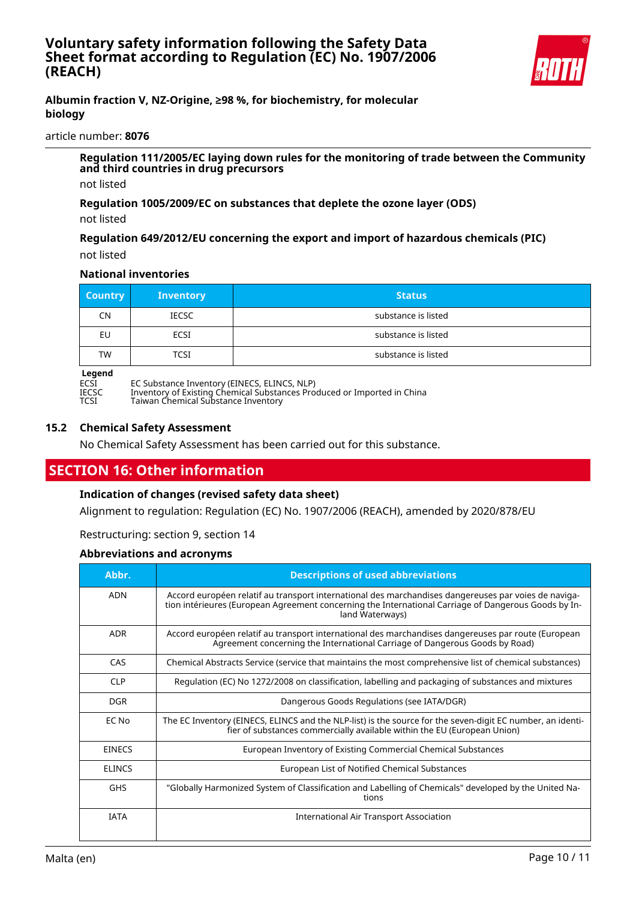**Regulation 111/2005/EC laying down rules for the monitoring of trade between the Community and third countries in drug precursors**

not listed

**Regulation 1005/2009/EC on substances that deplete the ozone layer (ODS)**

not listed

**Regulation 649/2012/EU concerning the export and import of hazardous chemicals (PIC)**

not listed

**National inventories**

| Country | Inventory | Status |
|---|---|---|
| CN | IECSC | substance is listed |
| EU | ECSI | substance is listed |
| TW | TCSI | substance is listed |

**Legend**

ECSI EC Substance Inventory (EINECS, ELINCS, NLP)
IECSC Inventory of Existing Chemical Substances Produced or Imported in China
TCSI Taiwan Chemical Substance Inventory

### 15.2 Chemical Safety Assessment

No Chemical Safety Assessment has been carried out for this substance.

## SECTION 16: Other information

**Indication of changes (revised safety data sheet)**

Alignment to regulation: Regulation (EC) No. 1907/2006 (REACH), amended by 2020/878/EU

Restructuring: section 9, section 14

**Abbreviations and acronyms**

| Abbr. | Descriptions of used abbreviations |
|---|---|
| ADN | Accord européen relatif au transport international des marchandises dangereuses par voies de navigation intérieures (European Agreement concerning the International Carriage of Dangerous Goods by Inland Waterways) |
| ADR | Accord européen relatif au transport international des marchandises dangereuses par route (European Agreement concerning the International Carriage of Dangerous Goods by Road) |
| CAS | Chemical Abstracts Service (service that maintains the most comprehensive list of chemical substances) |
| CLP | Regulation (EC) No 1272/2008 on classification, labelling and packaging of substances and mixtures |
| DGR | Dangerous Goods Regulations (see IATA/DGR) |
| EC No | The EC Inventory (EINECS, ELINCS and the NLP-list) is the source for the seven-digit EC number, an identifier of substances commercially available within the EU (European Union) |
| EINECS | European Inventory of Existing Commercial Chemical Substances |
| ELINCS | European List of Notified Chemical Substances |
| GHS | "Globally Harmonized System of Classification and Labelling of Chemicals" developed by the United Nations |
| IATA | International Air Transport Association |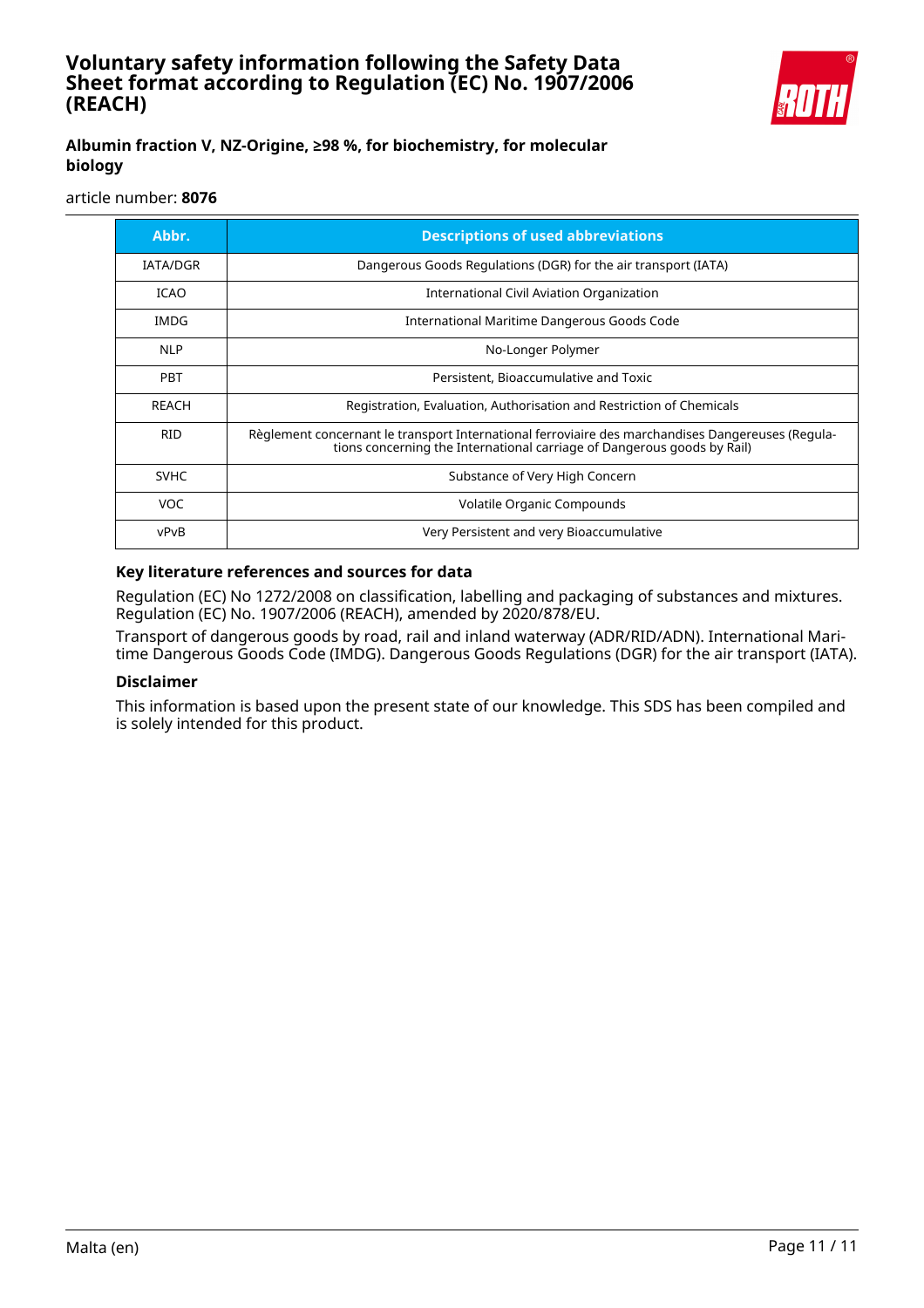| Abbr. | Descriptions of used abbreviations |
|---|---|
| IATA/DGR | Dangerous Goods Regulations (DGR) for the air transport (IATA) |
| ICAO | International Civil Aviation Organization |
| IMDG | International Maritime Dangerous Goods Code |
| NLP | No-Longer Polymer |
| PBT | Persistent, Bioaccumulative and Toxic |
| REACH | Registration, Evaluation, Authorisation and Restriction of Chemicals |
| RID | Règlement concernant le transport International ferroviaire des marchandises Dangereuses (Regulations concerning the International carriage of Dangerous goods by Rail) |
| SVHC | Substance of Very High Concern |
| VOC | Volatile Organic Compounds |
| vPvB | Very Persistent and very Bioaccumulative |

### Key literature references and sources for data

Regulation (EC) No 1272/2008 on classification, labelling and packaging of substances and mixtures. Regulation (EC) No. 1907/2006 (REACH), amended by 2020/878/EU.

Transport of dangerous goods by road, rail and inland waterway (ADR/RID/ADN). International Maritime Dangerous Goods Code (IMDG). Dangerous Goods Regulations (DGR) for the air transport (IATA).

### Disclaimer

This information is based upon the present state of our knowledge. This SDS has been compiled and is solely intended for this product.